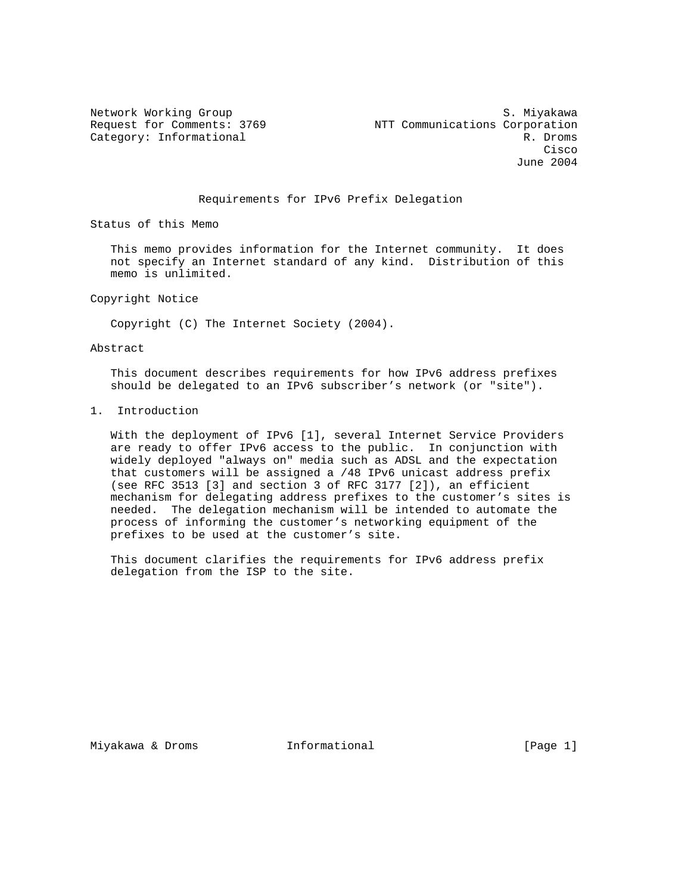Network Working Group S. Miyakawa
Request for Comments: 3769 NTT Communications Corporation
Category: Informational R. Droms
Cisco
June 2004

# Requirements for IPv6 Prefix Delegation

## Status of this Memo

This memo provides information for the Internet community. It does not specify an Internet standard of any kind. Distribution of this memo is unlimited.

## Copyright Notice

Copyright (C) The Internet Society (2004).

## Abstract

This document describes requirements for how IPv6 address prefixes should be delegated to an IPv6 subscriber's network (or "site").

## 1. Introduction

With the deployment of IPv6 [1], several Internet Service Providers are ready to offer IPv6 access to the public. In conjunction with widely deployed "always on" media such as ADSL and the expectation that customers will be assigned a /48 IPv6 unicast address prefix (see RFC 3513 [3] and section 3 of RFC 3177 [2]), an efficient mechanism for delegating address prefixes to the customer's sites is needed. The delegation mechanism will be intended to automate the process of informing the customer's networking equipment of the prefixes to be used at the customer's site.

This document clarifies the requirements for IPv6 address prefix delegation from the ISP to the site.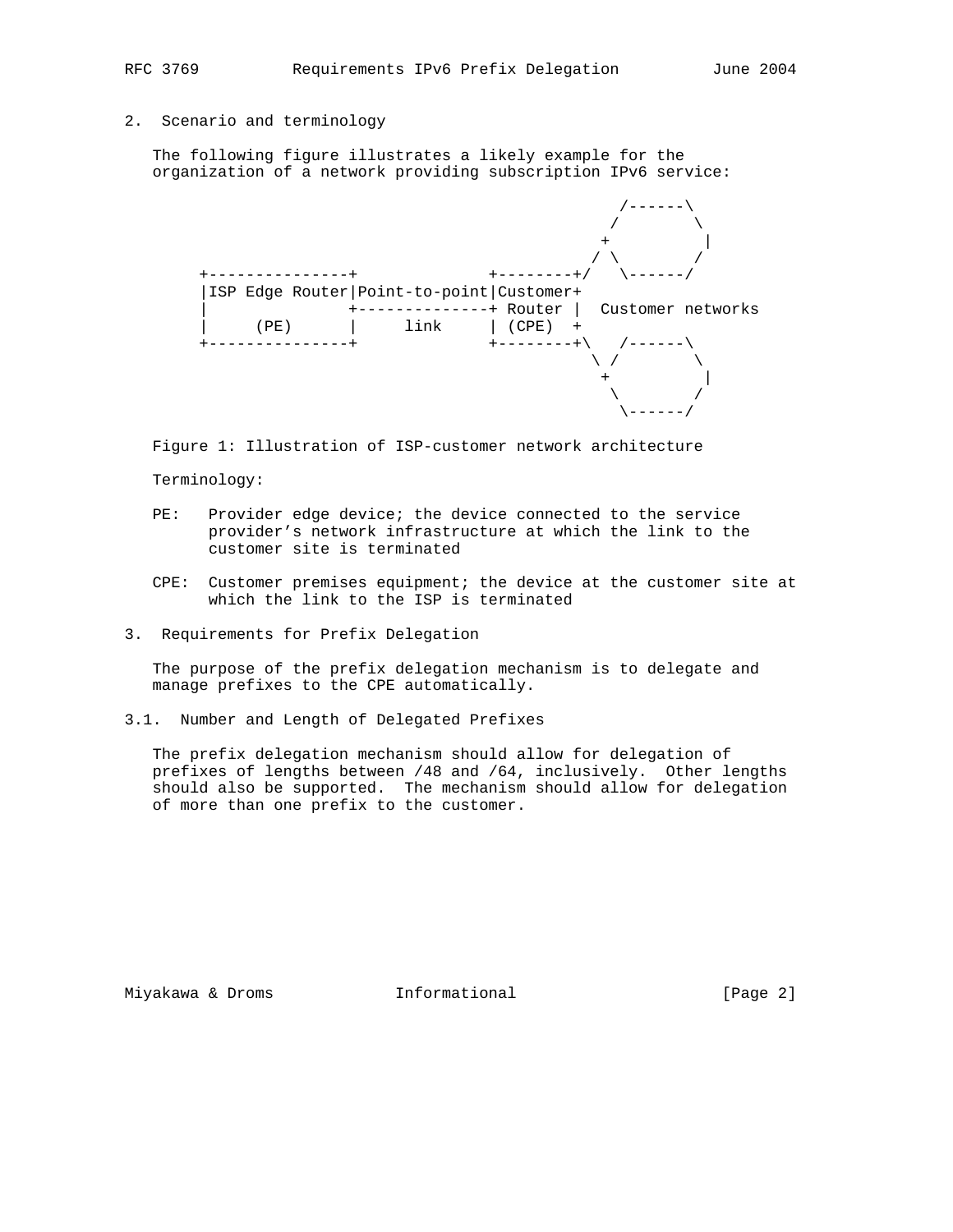## 2. Scenario and terminology

The following figure illustrates a likely example for the organization of a network providing subscription IPv6 service:

```
                                                  /------\
                                                 /        \
                                                +          |
                                               / \        /
     +---------------+              +--------+/   \------/
     |ISP Edge Router|Point-to-point|Customer+
     |               +--------------+ Router |  Customer networks
     |     (PE)      |     link     | (CPE)  +
     +---------------+              +--------+\   /------\
                                               \ /        \
                                                +          |
                                                 \        /
                                                  \------/
```

Figure 1: Illustration of ISP-customer network architecture

Terminology:

PE: Provider edge device; the device connected to the service provider's network infrastructure at which the link to the customer site is terminated

CPE: Customer premises equipment; the device at the customer site at which the link to the ISP is terminated

## 3. Requirements for Prefix Delegation

The purpose of the prefix delegation mechanism is to delegate and manage prefixes to the CPE automatically.

### 3.1. Number and Length of Delegated Prefixes

The prefix delegation mechanism should allow for delegation of prefixes of lengths between /48 and /64, inclusively. Other lengths should also be supported. The mechanism should allow for delegation of more than one prefix to the customer.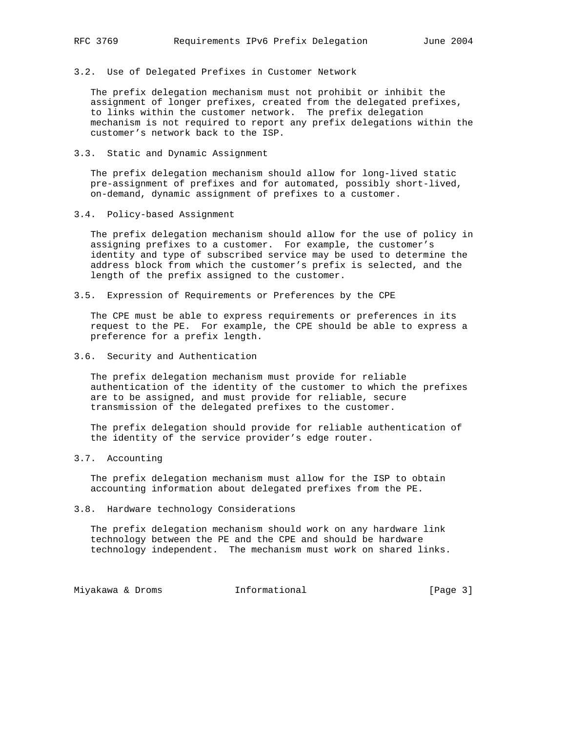### 3.2. Use of Delegated Prefixes in Customer Network

The prefix delegation mechanism must not prohibit or inhibit the assignment of longer prefixes, created from the delegated prefixes, to links within the customer network. The prefix delegation mechanism is not required to report any prefix delegations within the customer's network back to the ISP.

### 3.3. Static and Dynamic Assignment

The prefix delegation mechanism should allow for long-lived static pre-assignment of prefixes and for automated, possibly short-lived, on-demand, dynamic assignment of prefixes to a customer.

### 3.4. Policy-based Assignment

The prefix delegation mechanism should allow for the use of policy in assigning prefixes to a customer. For example, the customer's identity and type of subscribed service may be used to determine the address block from which the customer's prefix is selected, and the length of the prefix assigned to the customer.

### 3.5. Expression of Requirements or Preferences by the CPE

The CPE must be able to express requirements or preferences in its request to the PE. For example, the CPE should be able to express a preference for a prefix length.

### 3.6. Security and Authentication

The prefix delegation mechanism must provide for reliable authentication of the identity of the customer to which the prefixes are to be assigned, and must provide for reliable, secure transmission of the delegated prefixes to the customer.

The prefix delegation should provide for reliable authentication of the identity of the service provider's edge router.

### 3.7. Accounting

The prefix delegation mechanism must allow for the ISP to obtain accounting information about delegated prefixes from the PE.

### 3.8. Hardware technology Considerations

The prefix delegation mechanism should work on any hardware link technology between the PE and the CPE and should be hardware technology independent. The mechanism must work on shared links.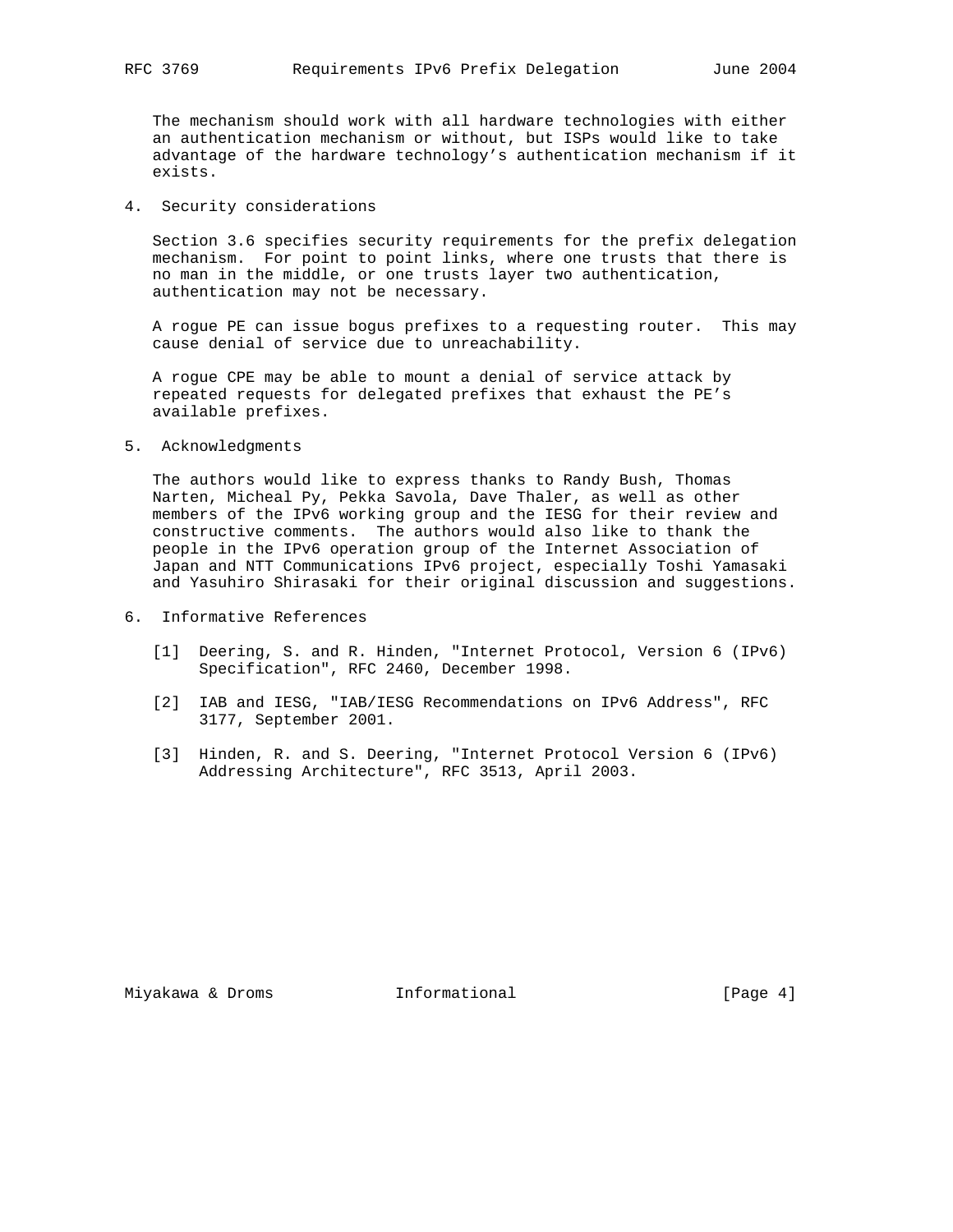The mechanism should work with all hardware technologies with either an authentication mechanism or without, but ISPs would like to take advantage of the hardware technology’s authentication mechanism if it exists.

## 4. Security considerations

Section 3.6 specifies security requirements for the prefix delegation mechanism. For point to point links, where one trusts that there is no man in the middle, or one trusts layer two authentication, authentication may not be necessary.

A rogue PE can issue bogus prefixes to a requesting router. This may cause denial of service due to unreachability.

A rogue CPE may be able to mount a denial of service attack by repeated requests for delegated prefixes that exhaust the PE’s available prefixes.

## 5. Acknowledgments

The authors would like to express thanks to Randy Bush, Thomas Narten, Micheal Py, Pekka Savola, Dave Thaler, as well as other members of the IPv6 working group and the IESG for their review and constructive comments. The authors would also like to thank the people in the IPv6 operation group of the Internet Association of Japan and NTT Communications IPv6 project, especially Toshi Yamasaki and Yasuhiro Shirasaki for their original discussion and suggestions.

## 6. Informative References

[1] Deering, S. and R. Hinden, "Internet Protocol, Version 6 (IPv6) Specification", RFC 2460, December 1998.

[2] IAB and IESG, "IAB/IESG Recommendations on IPv6 Address", RFC 3177, September 2001.

[3] Hinden, R. and S. Deering, "Internet Protocol Version 6 (IPv6) Addressing Architecture", RFC 3513, April 2003.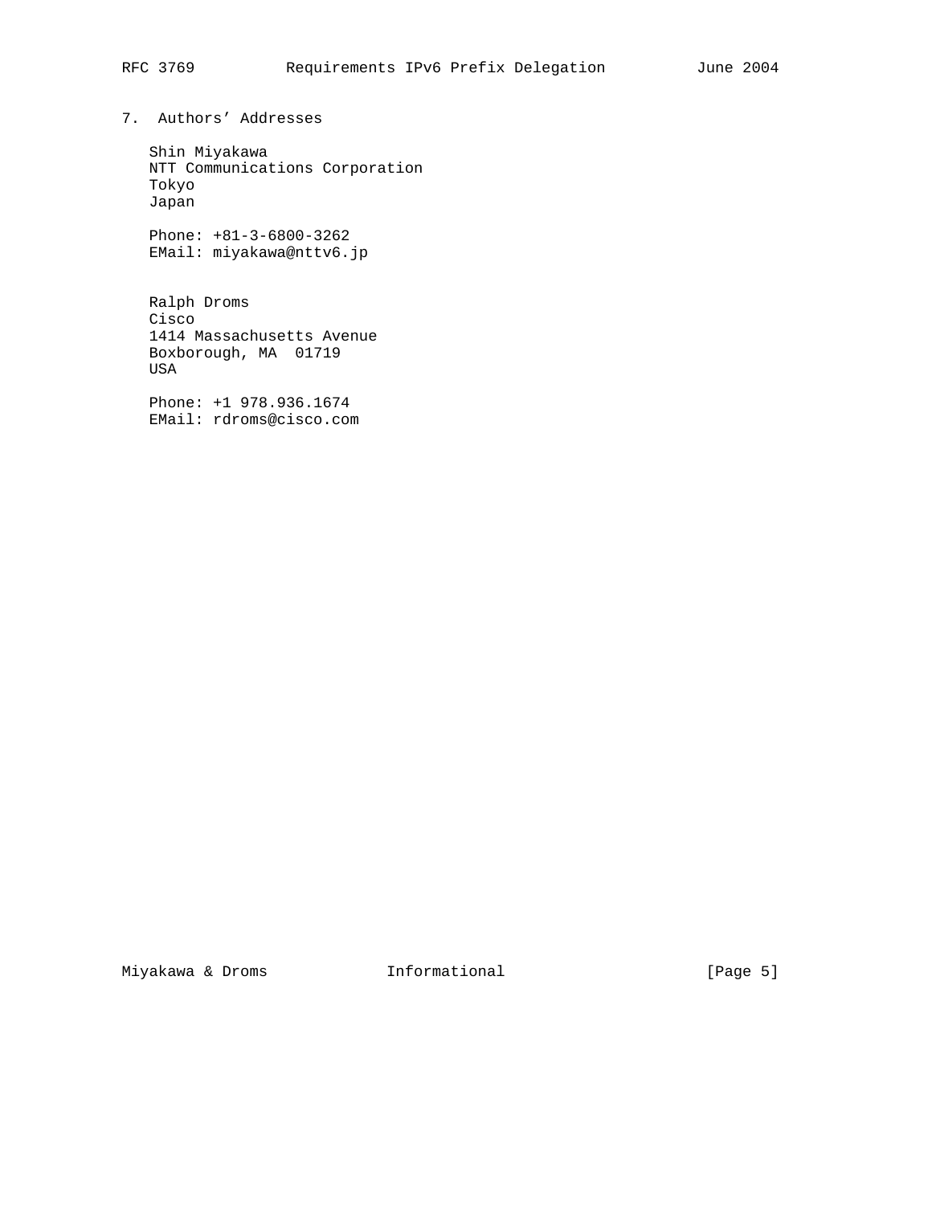## 7. Authors' Addresses

Shin Miyakawa
NTT Communications Corporation
Tokyo
Japan

Phone: +81-3-6800-3262
EMail: miyakawa@nttv6.jp

Ralph Droms
Cisco
1414 Massachusetts Avenue
Boxborough, MA  01719
USA

Phone: +1 978.936.1674
EMail: rdroms@cisco.com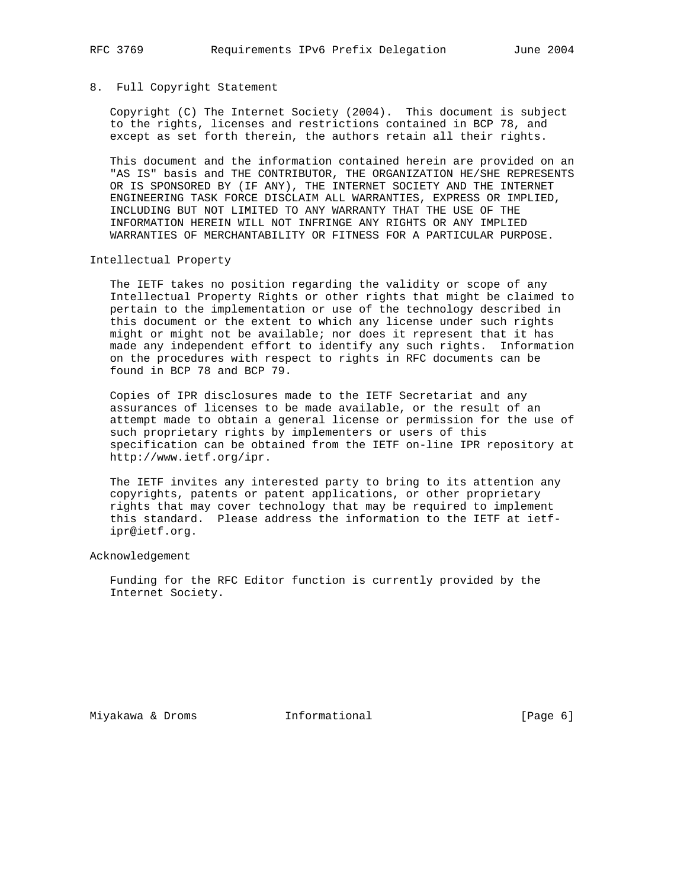## 8. Full Copyright Statement

Copyright (C) The Internet Society (2004). This document is subject to the rights, licenses and restrictions contained in BCP 78, and except as set forth therein, the authors retain all their rights.

This document and the information contained herein are provided on an "AS IS" basis and THE CONTRIBUTOR, THE ORGANIZATION HE/SHE REPRESENTS OR IS SPONSORED BY (IF ANY), THE INTERNET SOCIETY AND THE INTERNET ENGINEERING TASK FORCE DISCLAIM ALL WARRANTIES, EXPRESS OR IMPLIED, INCLUDING BUT NOT LIMITED TO ANY WARRANTY THAT THE USE OF THE INFORMATION HEREIN WILL NOT INFRINGE ANY RIGHTS OR ANY IMPLIED WARRANTIES OF MERCHANTABILITY OR FITNESS FOR A PARTICULAR PURPOSE.

## Intellectual Property

The IETF takes no position regarding the validity or scope of any Intellectual Property Rights or other rights that might be claimed to pertain to the implementation or use of the technology described in this document or the extent to which any license under such rights might or might not be available; nor does it represent that it has made any independent effort to identify any such rights. Information on the procedures with respect to rights in RFC documents can be found in BCP 78 and BCP 79.

Copies of IPR disclosures made to the IETF Secretariat and any assurances of licenses to be made available, or the result of an attempt made to obtain a general license or permission for the use of such proprietary rights by implementers or users of this specification can be obtained from the IETF on-line IPR repository at http://www.ietf.org/ipr.

The IETF invites any interested party to bring to its attention any copyrights, patents or patent applications, or other proprietary rights that may cover technology that may be required to implement this standard. Please address the information to the IETF at ietf-ipr@ietf.org.

## Acknowledgement

Funding for the RFC Editor function is currently provided by the Internet Society.